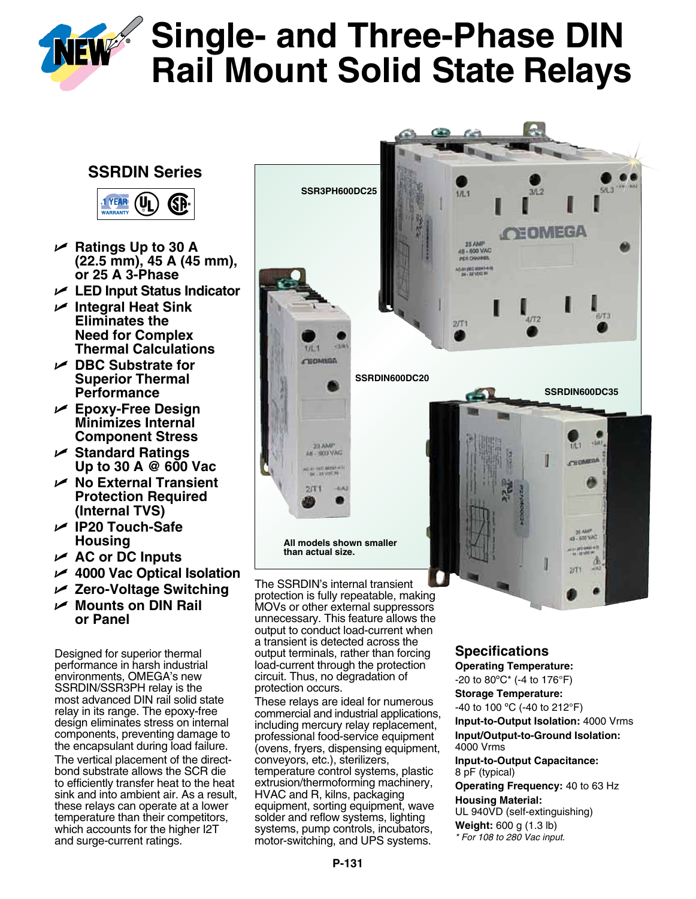# Single- and Three-Phase DIN Rail Mount Solid State Relays

## SSRDIN Series

- Ratings Up to 30 A (22.5 mm), 45 A (45 mm), or 25 A 3-Phase
- LED Input Status Indicator
- Integral Heat Sink Eliminates the Need for Complex Thermal Calculations
- DBC Substrate for Superior Thermal Performance
- Epoxy-Free Design Minimizes Internal Component Stress
- Standard Ratings Up to 30 A @ 600 Vac
- No External Transient Protection Required (Internal TVS)
- IP20 Touch-Safe Housing
- AC or DC Inputs
- 4000 Vac Optical Isolation
- Zero-Voltage Switching
- Mounts on DIN Rail or Panel

SSR3PH600DC25

SSRDIN600DC20

SSRDIN600DC35

All models shown smaller than actual size.

Designed for superior thermal performance in harsh industrial environments, OMEGA's new SSRDIN/SSR3PH relay is the most advanced DIN rail solid state relay in its range. The epoxy-free design eliminates stress on internal components, preventing damage to the encapsulant during load failure.

The vertical placement of the direct-bond substrate allows the SCR die to efficiently transfer heat to the heat sink and into ambient air. As a result, these relays can operate at a lower temperature than their competitors, which accounts for the higher I2T and surge-current ratings.

The SSRDIN's internal transient protection is fully repeatable, making MOVs or other external suppressors unnecessary. This feature allows the output to conduct load-current when a transient is detected across the output terminals, rather than forcing load-current through the protection circuit. Thus, no degradation of protection occurs.

These relays are ideal for numerous commercial and industrial applications, including mercury relay replacement, professional food-service equipment (ovens, fryers, dispensing equipment, conveyors, etc.), sterilizers, temperature control systems, plastic extrusion/thermoforming machinery, HVAC and R, kilns, packaging equipment, sorting equipment, wave solder and reflow systems, lighting systems, pump controls, incubators, motor-switching, and UPS systems.

### Specifications

**Operating Temperature:** -20 to 80°C* (-4 to 176°F)

**Storage Temperature:** -40 to 100 °C (-40 to 212°F)

**Input-to-Output Isolation:** 4000 Vrms

**Input/Output-to-Ground Isolation:** 4000 Vrms

**Input-to-Output Capacitance:** 8 pF (typical)

**Operating Frequency:** 40 to 63 Hz

**Housing Material:** UL 940VD (self-extinguishing)

**Weight:** 600 g (1.3 lb)

*\* For 108 to 280 Vac input.*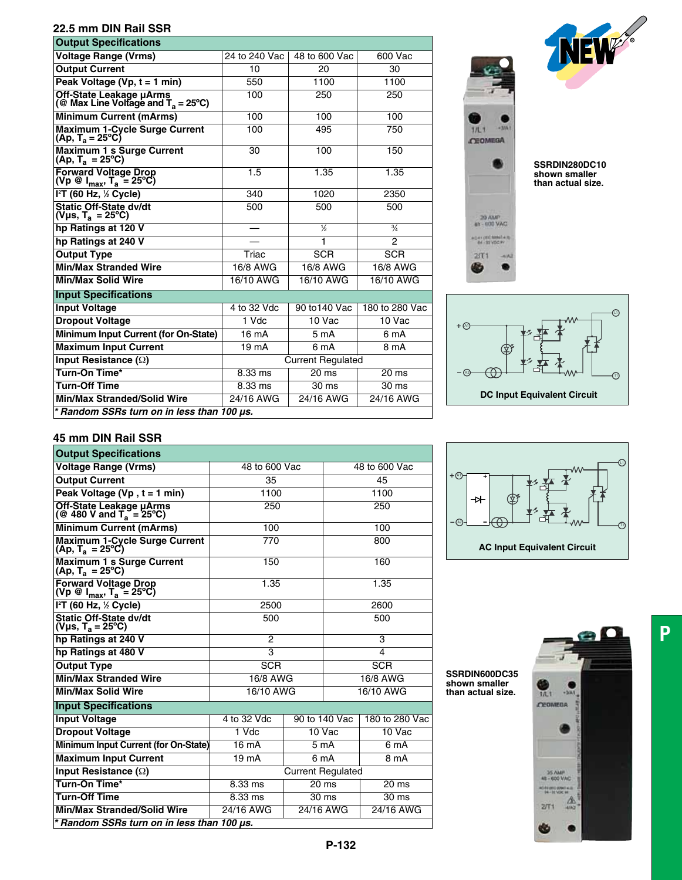## 22.5 mm DIN Rail SSR

| Output Specifications | | | |
|---|---|---|---|
| Voltage Range (Vrms) | 24 to 240 Vac | 48 to 600 Vac | 600 Vac |
| Output Current | 10 | 20 | 30 |
| Peak Voltage (Vp, t = 1 min) | 550 | 1100 | 1100 |
| Off-State Leakage µArms (@ Max Line Voltage and $T_a$ = 25°C) | 100 | 250 | 250 |
| Minimum Current (mArms) | 100 | 100 | 100 |
| Maximum 1-Cycle Surge Current (Ap, $T_a$ = 25°C) | 100 | 495 | 750 |
| Maximum 1 s Surge Current (Ap, $T_a$ = 25°C) | 30 | 100 | 150 |
| Forward Voltage Drop (Vp @ $I_{max}$, $T_a$ = 25°C) | 1.5 | 1.35 | 1.35 |
| I²T (60 Hz, ½ Cycle) | 340 | 1020 | 2350 |
| Static Off-State dv/dt (Vµs, $T_a$ = 25°C) | 500 | 500 | 500 |
| hp Ratings at 120 V | — | ½ | ¾ |
| hp Ratings at 240 V | — | 1 | 2 |
| Output Type | Triac | SCR | SCR |
| Min/Max Stranded Wire | 16/8 AWG | 16/8 AWG | 16/8 AWG |
| Min/Max Solid Wire | 16/10 AWG | 16/10 AWG | 16/10 AWG |
| **Input Specifications** | | | |
| Input Voltage | 4 to 32 Vdc | 90 to140 Vac | 180 to 280 Vac |
| Dropout Voltage | 1 Vdc | 10 Vac | 10 Vac |
| Minimum Input Current (for On-State) | 16 mA | 5 mA | 6 mA |
| Maximum Input Current | 19 mA | 6 mA | 8 mA |
| Input Resistance (Ω) | Current Regulated | | |
| Turn-On Time* | 8.33 ms | 20 ms | 20 ms |
| Turn-Off Time | 8.33 ms | 30 ms | 30 ms |
| Min/Max Stranded/Solid Wire | 24/16 AWG | 24/16 AWG | 24/16 AWG |

*\* Random SSRs turn on in less than 100 µs.*

**SSRDIN280DC10** shown smaller than actual size.

**DC Input Equivalent Circuit**

## 45 mm DIN Rail SSR

| Output Specifications | | |
|---|---|---|
| Voltage Range (Vrms) | 48 to 600 Vac | 48 to 600 Vac |
| Output Current | 35 | 45 |
| Peak Voltage (Vp , t = 1 min) | 1100 | 1100 |
| Off-State Leakage µArms (@ 480 V and $T_a$ = 25°C) | 250 | 250 |
| Minimum Current (mArms) | 100 | 100 |
| Maximum 1-Cycle Surge Current (Ap, $T_a$ = 25°C) | 770 | 800 |
| Maximum 1 s Surge Current (Ap, $T_a$ = 25°C) | 150 | 160 |
| Forward Voltage Drop (Vp @ $I_{max}$, $T_a$ = 25°C) | 1.35 | 1.35 |
| I²T (60 Hz, ½ Cycle) | 2500 | 2600 |
| Static Off-State dv/dt (Vµs, $T_a$ = 25°C) | 500 | 500 |
| hp Ratings at 240 V | 2 | 3 |
| hp Ratings at 480 V | 3 | 4 |
| Output Type | SCR | SCR |
| Min/Max Stranded Wire | 16/8 AWG | 16/8 AWG |
| Min/Max Solid Wire | 16/10 AWG | 16/10 AWG |

| Input Specifications | | | |
|---|---|---|---|
| Input Voltage | 4 to 32 Vdc | 90 to 140 Vac | 180 to 280 Vac |
| Dropout Voltage | 1 Vdc | 10 Vac | 10 Vac |
| Minimum Input Current (for On-State) | 16 mA | 5 mA | 6 mA |
| Maximum Input Current | 19 mA | 6 mA | 8 mA |
| Input Resistance (Ω) | Current Regulated | | |
| Turn-On Time* | 8.33 ms | 20 ms | 20 ms |
| Turn-Off Time | 8.33 ms | 30 ms | 30 ms |
| Min/Max Stranded/Solid Wire | 24/16 AWG | 24/16 AWG | 24/16 AWG |

*\* Random SSRs turn on in less than 100 µs.*

**AC Input Equivalent Circuit**

**SSRDIN600DC35** shown smaller than actual size.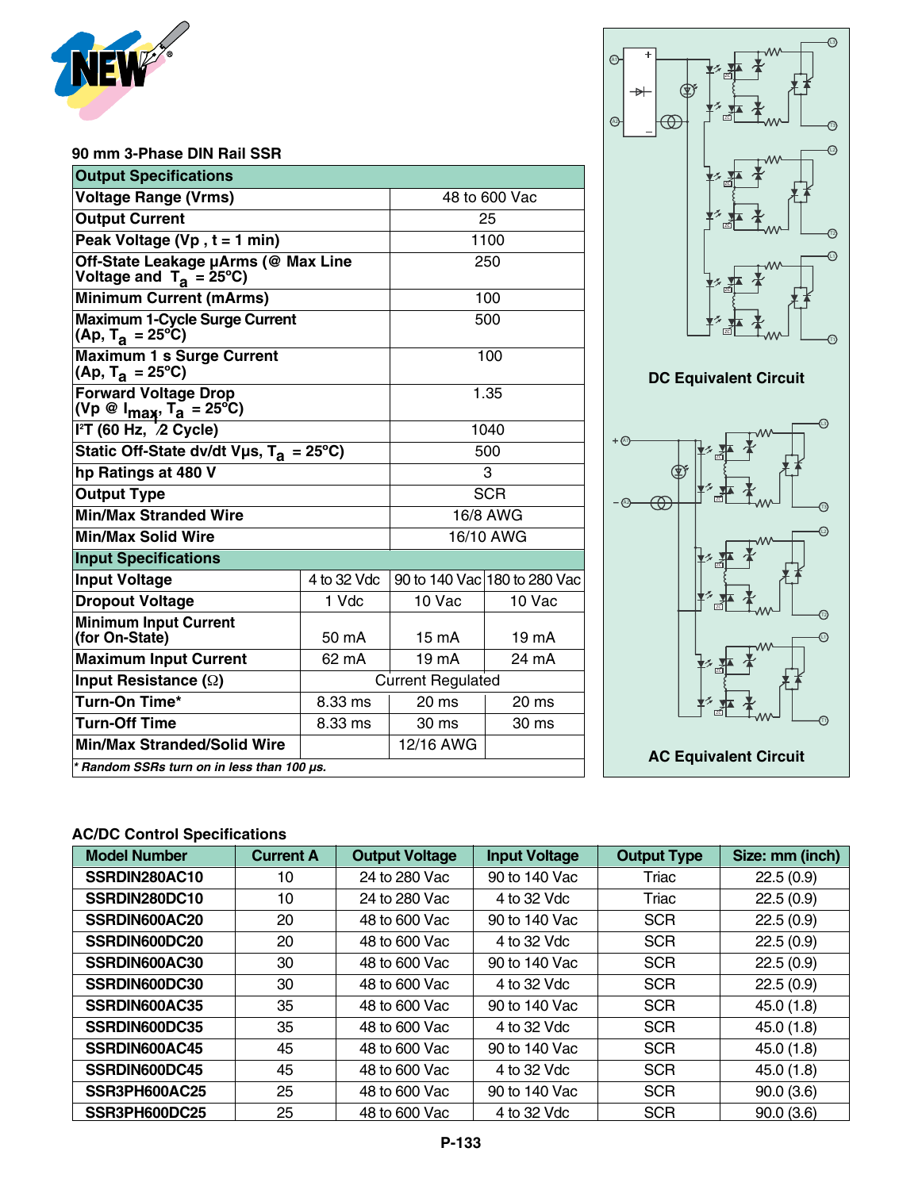NEW

## 90 mm 3-Phase DIN Rail SSR

| Output Specifications | | | |
|---|---|---|---|
| Voltage Range (Vrms) | 48 to 600 Vac | | |
| Output Current | 25 | | |
| Peak Voltage (Vp , t = 1 min) | 1100 | | |
| Off-State Leakage µArms (@ Max Line Voltage and $T_a$ = 25°C) | 250 | | |
| Minimum Current (mArms) | 100 | | |
| Maximum 1-Cycle Surge Current (Ap, $T_a$ = 25°C) | 500 | | |
| Maximum 1 s Surge Current (Ap, $T_a$ = 25°C) | 100 | | |
| Forward Voltage Drop (Vp @ $I_{max}$, $T_a$ = 25°C) | 1.35 | | |
| $I^2T$ (60 Hz, ½ Cycle) | 1040 | | |
| Static Off-State dv/dt Vµs, $T_a$ = 25°C) | 500 | | |
| hp Ratings at 480 V | 3 | | |
| Output Type | SCR | | |
| Min/Max Stranded Wire | 16/8 AWG | | |
| Min/Max Solid Wire | 16/10 AWG | | |
| **Input Specifications** | | | |
| Input Voltage | 4 to 32 Vdc | 90 to 140 Vac | 180 to 280 Vac |
| Dropout Voltage | 1 Vdc | 10 Vac | 10 Vac |
| Minimum Input Current (for On-State) | 50 mA | 15 mA | 19 mA |
| Maximum Input Current | 62 mA | 19 mA | 24 mA |
| Input Resistance (Ω) | Current Regulated | | |
| Turn-On Time* | 8.33 ms | 20 ms | 20 ms |
| Turn-Off Time | 8.33 ms | 30 ms | 30 ms |
| Min/Max Stranded/Solid Wire | | 12/16 AWG | |

*\* Random SSRs turn on in less than 100 µs.*

DC Equivalent Circuit

AC Equivalent Circuit

## AC/DC Control Specifications

| Model Number | Current A | Output Voltage | Input Voltage | Output Type | Size: mm (inch) |
|---|---|---|---|---|---|
| SSRDIN280AC10 | 10 | 24 to 280 Vac | 90 to 140 Vac | Triac | 22.5 (0.9) |
| SSRDIN280DC10 | 10 | 24 to 280 Vac | 4 to 32 Vdc | Triac | 22.5 (0.9) |
| SSRDIN600AC20 | 20 | 48 to 600 Vac | 90 to 140 Vac | SCR | 22.5 (0.9) |
| SSRDIN600DC20 | 20 | 48 to 600 Vac | 4 to 32 Vdc | SCR | 22.5 (0.9) |
| SSRDIN600AC30 | 30 | 48 to 600 Vac | 90 to 140 Vac | SCR | 22.5 (0.9) |
| SSRDIN600DC30 | 30 | 48 to 600 Vac | 4 to 32 Vdc | SCR | 22.5 (0.9) |
| SSRDIN600AC35 | 35 | 48 to 600 Vac | 90 to 140 Vac | SCR | 45.0 (1.8) |
| SSRDIN600DC35 | 35 | 48 to 600 Vac | 4 to 32 Vdc | SCR | 45.0 (1.8) |
| SSRDIN600AC45 | 45 | 48 to 600 Vac | 90 to 140 Vac | SCR | 45.0 (1.8) |
| SSRDIN600DC45 | 45 | 48 to 600 Vac | 4 to 32 Vdc | SCR | 45.0 (1.8) |
| SSR3PH600AC25 | 25 | 48 to 600 Vac | 90 to 140 Vac | SCR | 90.0 (3.6) |
| SSR3PH600DC25 | 25 | 48 to 600 Vac | 4 to 32 Vdc | SCR | 90.0 (3.6) |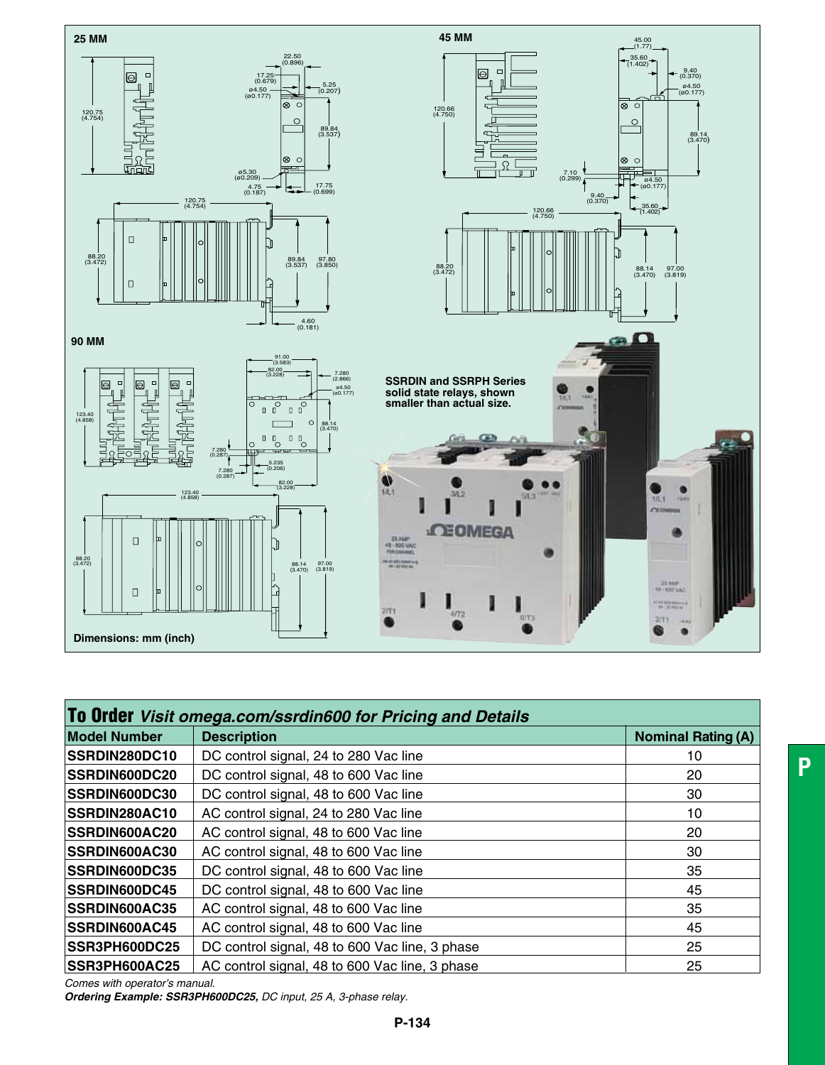**25 MM**

**45 MM**

**90 MM**

SSRDIN and SSRPH Series solid state relays, shown smaller than actual size.

Dimensions: mm (inch)

## To Order *Visit omega.com/ssrdin600 for Pricing and Details*

| Model Number | Description | Nominal Rating (A) |
|---|---|---|
| SSRDIN280DC10 | DC control signal, 24 to 280 Vac line | 10 |
| SSRDIN600DC20 | DC control signal, 48 to 600 Vac line | 20 |
| SSRDIN600DC30 | DC control signal, 48 to 600 Vac line | 30 |
| SSRDIN280AC10 | AC control signal, 24 to 280 Vac line | 10 |
| SSRDIN600AC20 | AC control signal, 48 to 600 Vac line | 20 |
| SSRDIN600AC30 | AC control signal, 48 to 600 Vac line | 30 |
| SSRDIN600DC35 | DC control signal, 48 to 600 Vac line | 35 |
| SSRDIN600DC45 | DC control signal, 48 to 600 Vac line | 45 |
| SSRDIN600AC35 | AC control signal, 48 to 600 Vac line | 35 |
| SSRDIN600AC45 | AC control signal, 48 to 600 Vac line | 45 |
| SSR3PH600DC25 | DC control signal, 48 to 600 Vac line, 3 phase | 25 |
| SSR3PH600AC25 | AC control signal, 48 to 600 Vac line, 3 phase | 25 |

*Comes with operator's manual.*

***Ordering Example: SSR3PH600DC25,*** *DC input, 25 A, 3-phase relay.*